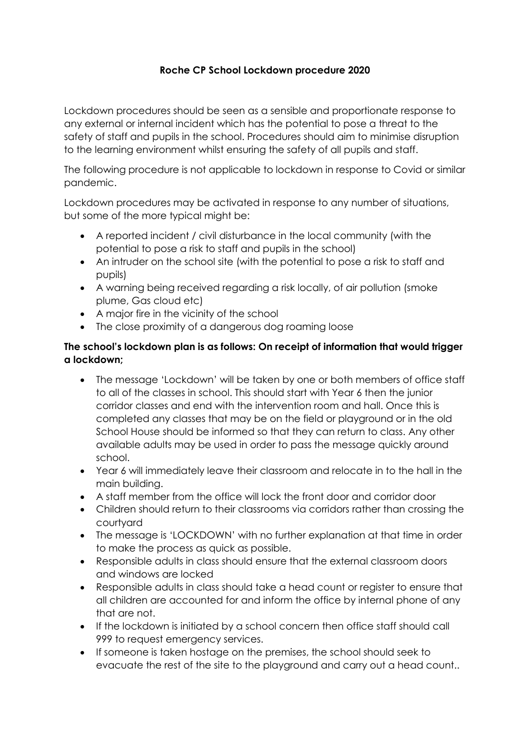**Roche CP School Lockdown procedure 2020**

Lockdown procedures should be seen as a sensible and proportionate response to any external or internal incident which has the potential to pose a threat to the safety of staff and pupils in the school. Procedures should aim to minimise disruption to the learning environment whilst ensuring the safety of all pupils and staff.

The following procedure is not applicable to lockdown in response to Covid or similar pandemic.

Lockdown procedures may be activated in response to any number of situations, but some of the more typical might be:

- A reported incident / civil disturbance in the local community (with the potential to pose a risk to staff and pupils in the school)
- An intruder on the school site (with the potential to pose a risk to staff and pupils)
- A warning being received regarding a risk locally, of air pollution (smoke plume, Gas cloud etc)
- A major fire in the vicinity of the school
- The close proximity of a dangerous dog roaming loose

**The school's lockdown plan is as follows: On receipt of information that would trigger a lockdown;**

- The message 'Lockdown' will be taken by one or both members of office staff to all of the classes in school. This should start with Year 6 then the junior corridor classes and end with the intervention room and hall. Once this is completed any classes that may be on the field or playground or in the old School House should be informed so that they can return to class. Any other available adults may be used in order to pass the message quickly around school.
- Year 6 will immediately leave their classroom and relocate in to the hall in the main building.
- A staff member from the office will lock the front door and corridor door
- Children should return to their classrooms via corridors rather than crossing the courtyard
- The message is 'LOCKDOWN' with no further explanation at that time in order to make the process as quick as possible.
- Responsible adults in class should ensure that the external classroom doors and windows are locked
- Responsible adults in class should take a head count or register to ensure that all children are accounted for and inform the office by internal phone of any that are not.
- If the lockdown is initiated by a school concern then office staff should call 999 to request emergency services.
- If someone is taken hostage on the premises, the school should seek to evacuate the rest of the site to the playground and carry out a head count..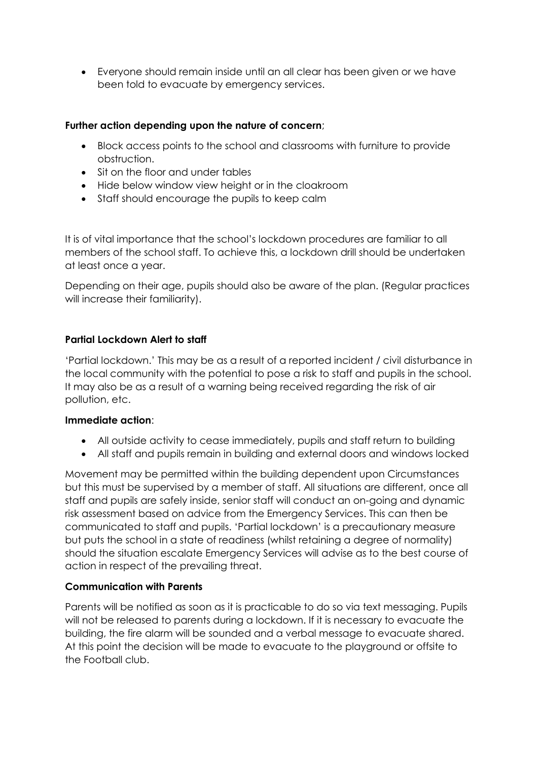- Everyone should remain inside until an all clear has been given or we have been told to evacuate by emergency services.

**Further action depending upon the nature of concern**;

- Block access points to the school and classrooms with furniture to provide obstruction.
- Sit on the floor and under tables
- Hide below window view height or in the cloakroom
- Staff should encourage the pupils to keep calm

It is of vital importance that the school's lockdown procedures are familiar to all members of the school staff. To achieve this, a lockdown drill should be undertaken at least once a year.

Depending on their age, pupils should also be aware of the plan. (Regular practices will increase their familiarity).

**Partial Lockdown Alert to staff**

'Partial lockdown.' This may be as a result of a reported incident / civil disturbance in the local community with the potential to pose a risk to staff and pupils in the school. It may also be as a result of a warning being received regarding the risk of air pollution, etc.

**Immediate action**:

- All outside activity to cease immediately, pupils and staff return to building
- All staff and pupils remain in building and external doors and windows locked

Movement may be permitted within the building dependent upon Circumstances but this must be supervised by a member of staff. All situations are different, once all staff and pupils are safely inside, senior staff will conduct an on-going and dynamic risk assessment based on advice from the Emergency Services. This can then be communicated to staff and pupils. 'Partial lockdown' is a precautionary measure but puts the school in a state of readiness (whilst retaining a degree of normality) should the situation escalate Emergency Services will advise as to the best course of action in respect of the prevailing threat.

**Communication with Parents**

Parents will be notified as soon as it is practicable to do so via text messaging. Pupils will not be released to parents during a lockdown. If it is necessary to evacuate the building, the fire alarm will be sounded and a verbal message to evacuate shared. At this point the decision will be made to evacuate to the playground or offsite to the Football club.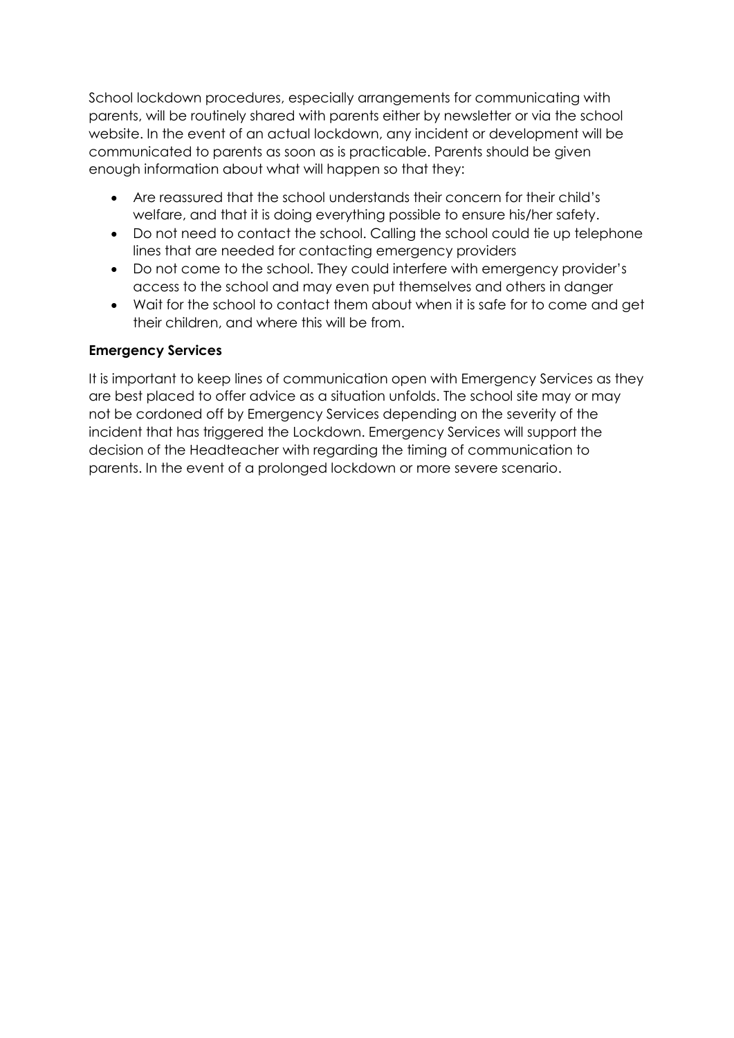School lockdown procedures, especially arrangements for communicating with parents, will be routinely shared with parents either by newsletter or via the school website. In the event of an actual lockdown, any incident or development will be communicated to parents as soon as is practicable. Parents should be given enough information about what will happen so that they:

- Are reassured that the school understands their concern for their child's welfare, and that it is doing everything possible to ensure his/her safety.
- Do not need to contact the school. Calling the school could tie up telephone lines that are needed for contacting emergency providers
- Do not come to the school. They could interfere with emergency provider's access to the school and may even put themselves and others in danger
- Wait for the school to contact them about when it is safe for to come and get their children, and where this will be from.

**Emergency Services**

It is important to keep lines of communication open with Emergency Services as they are best placed to offer advice as a situation unfolds. The school site may or may not be cordoned off by Emergency Services depending on the severity of the incident that has triggered the Lockdown. Emergency Services will support the decision of the Headteacher with regarding the timing of communication to parents. In the event of a prolonged lockdown or more severe scenario.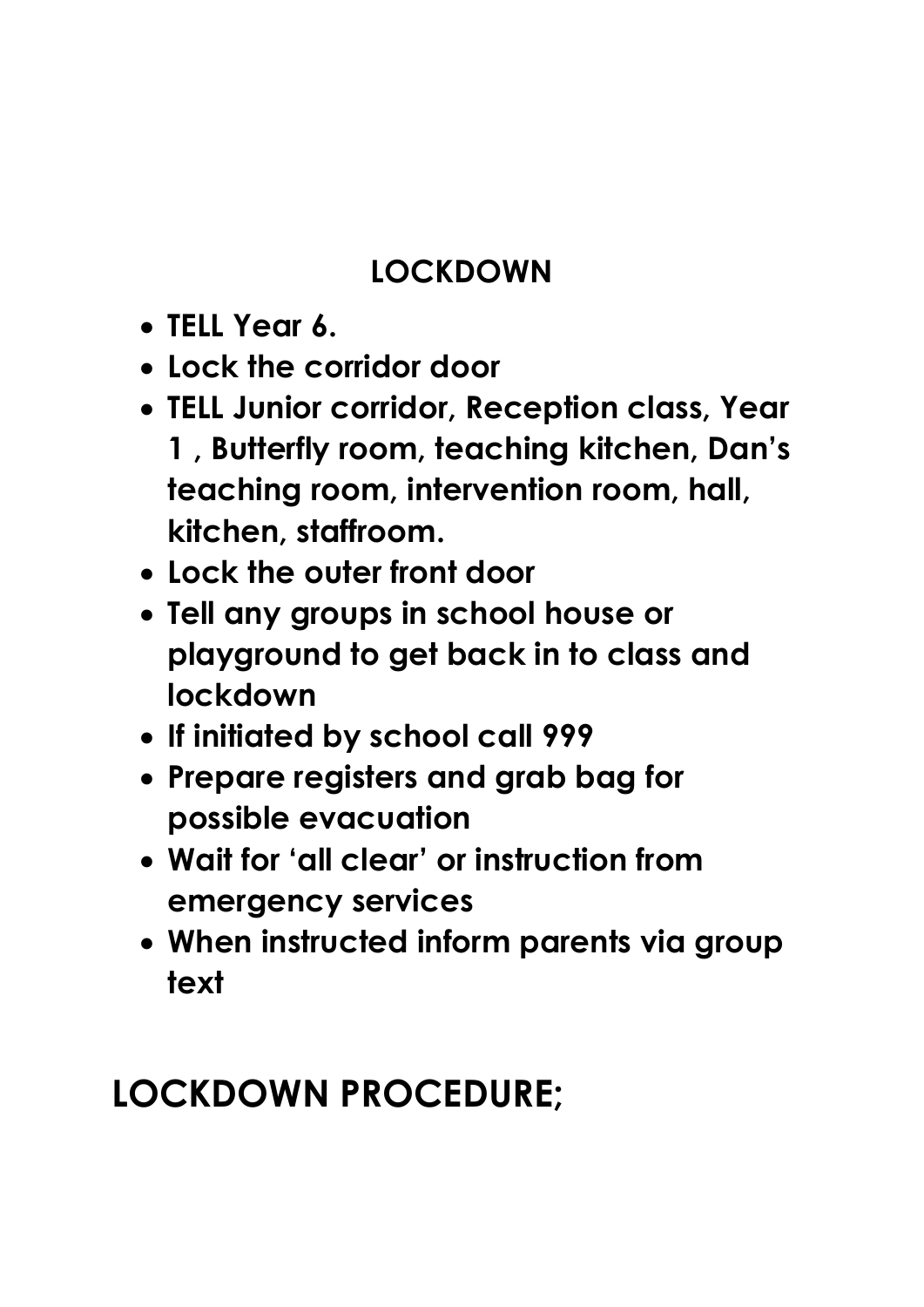## LOCKDOWN

- **TELL Year 6.**
- **Lock the corridor door**
- **TELL Junior corridor, Reception class, Year 1 , Butterfly room, teaching kitchen, Dan's teaching room, intervention room, hall, kitchen, staffroom.**
- **Lock the outer front door**
- **Tell any groups in school house or playground to get back in to class and lockdown**
- **If initiated by school call 999**
- **Prepare registers and grab bag for possible evacuation**
- **Wait for 'all clear' or instruction from emergency services**
- **When instructed inform parents via group text**

# LOCKDOWN PROCEDURE;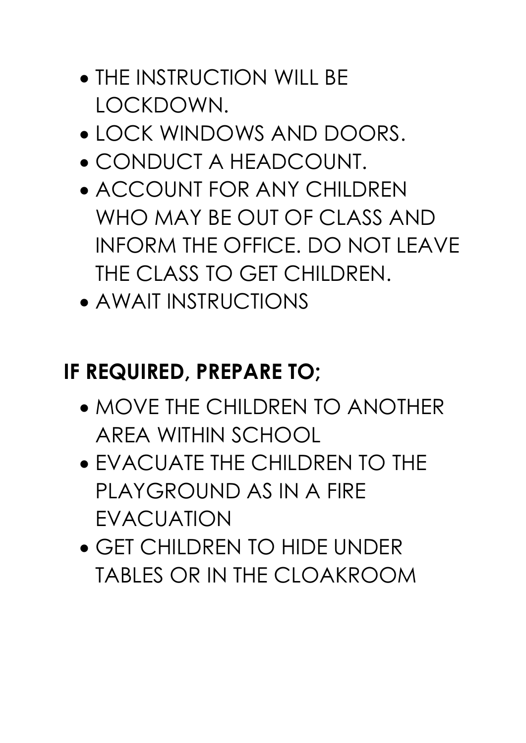- THE INSTRUCTION WILL BE LOCKDOWN.
- LOCK WINDOWS AND DOORS.
- CONDUCT A HEADCOUNT.
- ACCOUNT FOR ANY CHILDREN WHO MAY BE OUT OF CLASS AND INFORM THE OFFICE. DO NOT LEAVE THE CLASS TO GET CHILDREN.
- AWAIT INSTRUCTIONS

## IF REQUIRED, PREPARE TO;

- MOVE THE CHILDREN TO ANOTHER AREA WITHIN SCHOOL
- EVACUATE THE CHILDREN TO THE PLAYGROUND AS IN A FIRE EVACUATION
- GET CHILDREN TO HIDE UNDER TABLES OR IN THE CLOAKROOM